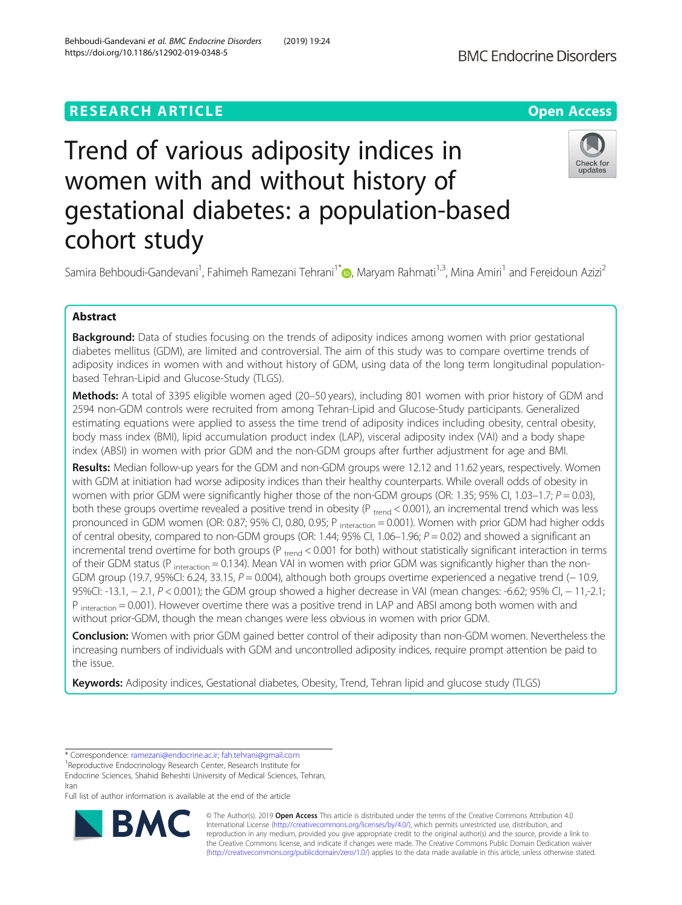RESEARCH ARTICLE

Open Access

# Trend of various adiposity indices in women with and without history of gestational diabetes: a population-based cohort study

Samira Behboudi-Gandevani[1], Fahimeh Ramezani Tehrani[1*], Maryam Rahmati[1,3], Mina Amiri[1] and Fereidoun Azizi[2]

## Abstract

**Background:** Data of studies focusing on the trends of adiposity indices among women with prior gestational diabetes mellitus (GDM), are limited and controversial. The aim of this study was to compare overtime trends of adiposity indices in women with and without history of GDM, using data of the long term longitudinal population-based Tehran-Lipid and Glucose-Study (TLGS).

**Methods:** A total of 3395 eligible women aged (20–50 years), including 801 women with prior history of GDM and 2594 non-GDM controls were recruited from among Tehran-Lipid and Glucose-Study participants. Generalized estimating equations were applied to assess the time trend of adiposity indices including obesity, central obesity, body mass index (BMI), lipid accumulation product index (LAP), visceral adiposity index (VAI) and a body shape index (ABSI) in women with prior GDM and the non-GDM groups after further adjustment for age and BMI.

**Results:** Median follow-up years for the GDM and non-GDM groups were 12.12 and 11.62 years, respectively. Women with GDM at initiation had worse adiposity indices than their healthy counterparts. While overall odds of obesity in women with prior GDM were significantly higher those of the non-GDM groups (OR: 1.35; 95% CI, 1.03–1.7; $P = 0.03$), both these groups overtime revealed a positive trend in obesity ($P_{trend} < 0.001$), an incremental trend which was less pronounced in GDM women (OR: 0.87; 95% CI, 0.80, 0.95; $P_{interaction} = 0.001$). Women with prior GDM had higher odds of central obesity, compared to non-GDM groups (OR: 1.44; 95% CI, 1.06–1.96; $P = 0.02$) and showed a significant an incremental trend overtime for both groups ($P_{trend} < 0.001$ for both) without statistically significant interaction in terms of their GDM status ($P_{interaction} = 0.134$). Mean VAI in women with prior GDM was significantly higher than the non-GDM group (19.7, 95%CI: 6.24, 33.15, $P = 0.004$), although both groups overtime experienced a negative trend (− 10.9, 95%CI: -13.1, − 2.1, $P < 0.001$); the GDM group showed a higher decrease in VAI (mean changes: -6.62; 95% CI, − 11,-2.1; $P_{interaction} = 0.001$). However overtime there was a positive trend in LAP and ABSI among both women with and without prior-GDM, though the mean changes were less obvious in women with prior GDM.

**Conclusion:** Women with prior GDM gained better control of their adiposity than non-GDM women. Nevertheless the increasing numbers of individuals with GDM and uncontrolled adiposity indices, require prompt attention be paid to the issue.

**Keywords:** Adiposity indices, Gestational diabetes, Obesity, Trend, Tehran lipid and glucose study (TLGS)

\* Correspondence: ramezani@endocrine.ac.ir; fah.tehrani@gmail.com
[1]Reproductive Endocrinology Research Center, Research Institute for Endocrine Sciences, Shahid Beheshti University of Medical Sciences, Tehran, Iran
Full list of author information is available at the end of the article

© The Author(s). 2019 **Open Access** This article is distributed under the terms of the Creative Commons Attribution 4.0 International License (http://creativecommons.org/licenses/by/4.0/), which permits unrestricted use, distribution, and reproduction in any medium, provided you give appropriate credit to the original author(s) and the source, provide a link to the Creative Commons license, and indicate if changes were made. The Creative Commons Public Domain Dedication waiver (http://creativecommons.org/publicdomain/zero/1.0/) applies to the data made available in this article, unless otherwise stated.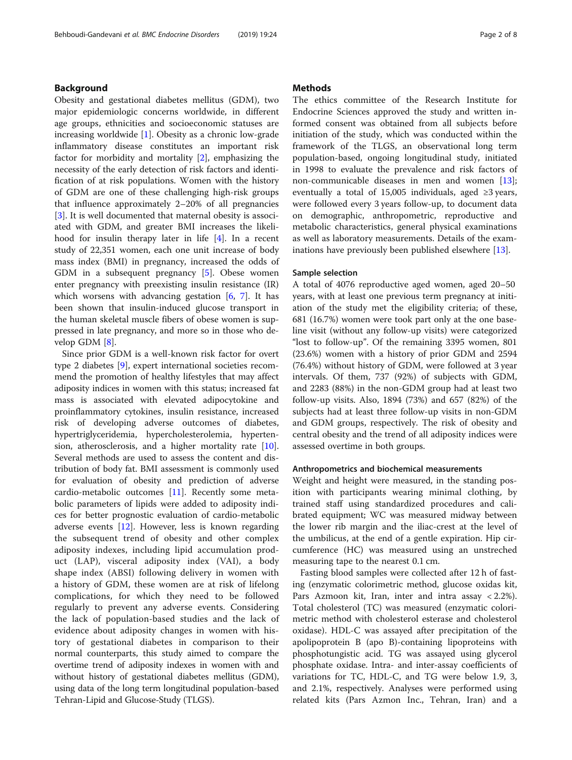## Background

Obesity and gestational diabetes mellitus (GDM), two major epidemiologic concerns worldwide, in different age groups, ethnicities and socioeconomic statuses are increasing worldwide [1]. Obesity as a chronic low-grade inflammatory disease constitutes an important risk factor for morbidity and mortality [2], emphasizing the necessity of the early detection of risk factors and identification of at risk populations. Women with the history of GDM are one of these challenging high-risk groups that influence approximately 2–20% of all pregnancies [3]. It is well documented that maternal obesity is associated with GDM, and greater BMI increases the likelihood for insulin therapy later in life [4]. In a recent study of 22,351 women, each one unit increase of body mass index (BMI) in pregnancy, increased the odds of GDM in a subsequent pregnancy [5]. Obese women enter pregnancy with preexisting insulin resistance (IR) which worsens with advancing gestation [6, 7]. It has been shown that insulin-induced glucose transport in the human skeletal muscle fibers of obese women is suppressed in late pregnancy, and more so in those who develop GDM [8].

Since prior GDM is a well-known risk factor for overt type 2 diabetes [9], expert international societies recommend the promotion of healthy lifestyles that may affect adiposity indices in women with this status; increased fat mass is associated with elevated adipocytokine and proinflammatory cytokines, insulin resistance, increased risk of developing adverse outcomes of diabetes, hypertriglyceridemia, hypercholesterolemia, hypertension, atherosclerosis, and a higher mortality rate [10]. Several methods are used to assess the content and distribution of body fat. BMI assessment is commonly used for evaluation of obesity and prediction of adverse cardio-metabolic outcomes [11]. Recently some metabolic parameters of lipids were added to adiposity indices for better prognostic evaluation of cardio-metabolic adverse events [12]. However, less is known regarding the subsequent trend of obesity and other complex adiposity indexes, including lipid accumulation product (LAP), visceral adiposity index (VAI), a body shape index (ABSI) following delivery in women with a history of GDM, these women are at risk of lifelong complications, for which they need to be followed regularly to prevent any adverse events. Considering the lack of population-based studies and the lack of evidence about adiposity changes in women with history of gestational diabetes in comparison to their normal counterparts, this study aimed to compare the overtime trend of adiposity indexes in women with and without history of gestational diabetes mellitus (GDM), using data of the long term longitudinal population-based Tehran-Lipid and Glucose-Study (TLGS).

## Methods

The ethics committee of the Research Institute for Endocrine Sciences approved the study and written informed consent was obtained from all subjects before initiation of the study, which was conducted within the framework of the TLGS, an observational long term population-based, ongoing longitudinal study, initiated in 1998 to evaluate the prevalence and risk factors of non-communicable diseases in men and women [13]; eventually a total of 15,005 individuals, aged ≥3 years, were followed every 3 years follow-up, to document data on demographic, anthropometric, reproductive and metabolic characteristics, general physical examinations as well as laboratory measurements. Details of the examinations have previously been published elsewhere [13].

### Sample selection

A total of 4076 reproductive aged women, aged 20–50 years, with at least one previous term pregnancy at initiation of the study met the eligibility criteria; of these, 681 (16.7%) women were took part only at the one baseline visit (without any follow-up visits) were categorized "lost to follow-up". Of the remaining 3395 women, 801 (23.6%) women with a history of prior GDM and 2594 (76.4%) without history of GDM, were followed at 3 year intervals. Of them, 737 (92%) of subjects with GDM, and 2283 (88%) in the non-GDM group had at least two follow-up visits. Also, 1894 (73%) and 657 (82%) of the subjects had at least three follow-up visits in non-GDM and GDM groups, respectively. The risk of obesity and central obesity and the trend of all adiposity indices were assessed overtime in both groups.

### Anthropometrics and biochemical measurements

Weight and height were measured, in the standing position with participants wearing minimal clothing, by trained staff using standardized procedures and calibrated equipment; WC was measured midway between the lower rib margin and the iliac-crest at the level of the umbilicus, at the end of a gentle expiration. Hip circumference (HC) was measured using an unstreched measuring tape to the nearest 0.1 cm.

Fasting blood samples were collected after 12 h of fasting (enzymatic colorimetric method, glucose oxidas kit, Pars Azmoon kit, Iran, inter and intra assay < 2.2%). Total cholesterol (TC) was measured (enzymatic colorimetric method with cholesterol esterase and cholesterol oxidase). HDL-C was assayed after precipitation of the apolipoprotein B (apo B)-containing lipoproteins with phosphotungistic acid. TG was assayed using glycerol phosphate oxidase. Intra- and inter-assay coefficients of variations for TC, HDL-C, and TG were below 1.9, 3, and 2.1%, respectively. Analyses were performed using related kits (Pars Azmon Inc., Tehran, Iran) and a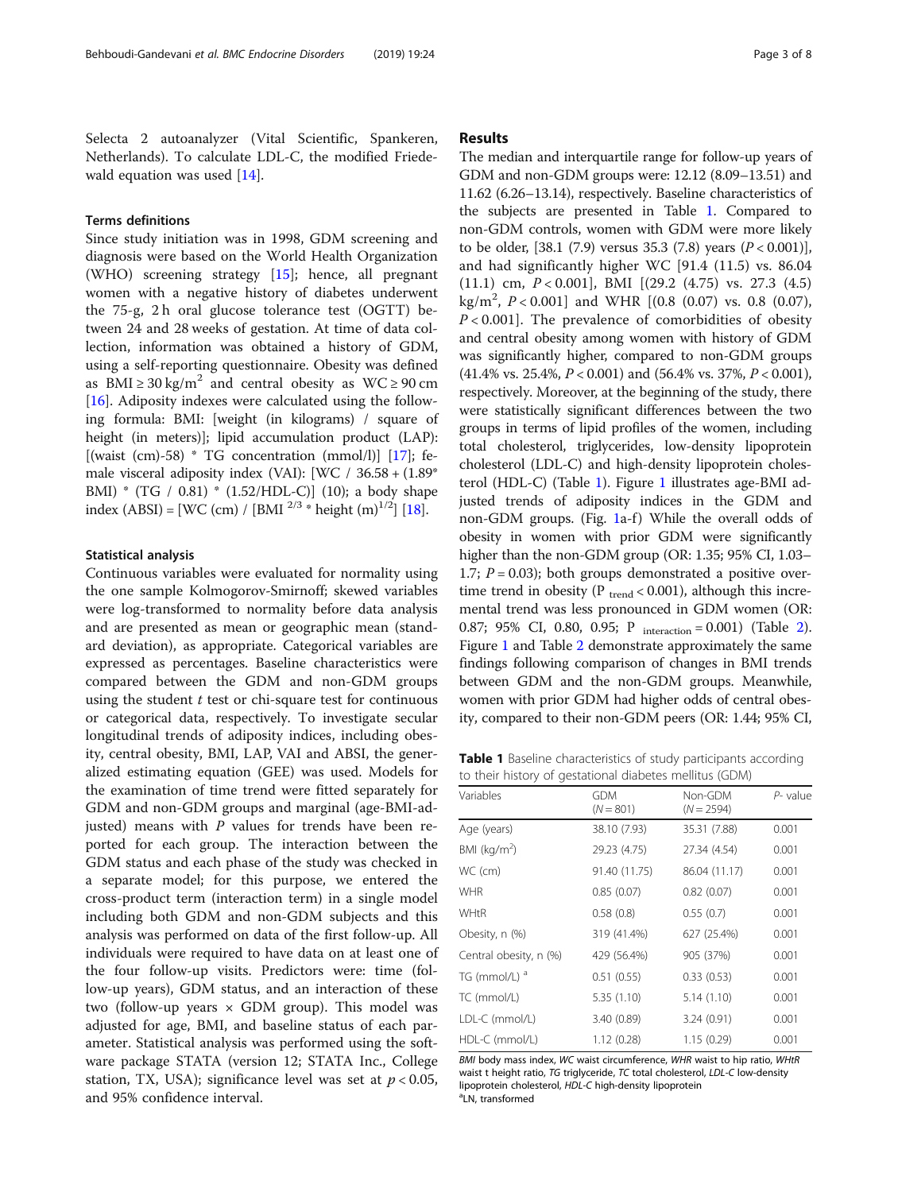Selecta 2 autoanalyzer (Vital Scientific, Spankeren, Netherlands). To calculate LDL-C, the modified Friedewald equation was used [14].

### Terms definitions

Since study initiation was in 1998, GDM screening and diagnosis were based on the World Health Organization (WHO) screening strategy [15]; hence, all pregnant women with a negative history of diabetes underwent the 75-g, 2 h oral glucose tolerance test (OGTT) between 24 and 28 weeks of gestation. At time of data collection, information was obtained a history of GDM, using a self-reporting questionnaire. Obesity was defined as BMI ≥ 30 kg/m$^2$ and central obesity as WC ≥ 90 cm [16]. Adiposity indexes were calculated using the following formula: BMI: [weight (in kilograms) / square of height (in meters)]; lipid accumulation product (LAP): [(waist (cm)-58) * TG concentration (mmol/l)] [17]; female visceral adiposity index (VAI): [WC / 36.58 + (1.89* BMI) * (TG / 0.81) * (1.52/HDL-C)] (10); a body shape index (ABSI) = [WC (cm) / [BMI $^{2/3}$ * height (m)$^{1/2}$] [18].

### Statistical analysis

Continuous variables were evaluated for normality using the one sample Kolmogorov-Smirnoff; skewed variables were log-transformed to normality before data analysis and are presented as mean or geographic mean (standard deviation), as appropriate. Categorical variables are expressed as percentages. Baseline characteristics were compared between the GDM and non-GDM groups using the student *t* test or chi-square test for continuous or categorical data, respectively. To investigate secular longitudinal trends of adiposity indices, including obesity, central obesity, BMI, LAP, VAI and ABSI, the generalized estimating equation (GEE) was used. Models for the examination of time trend were fitted separately for GDM and non-GDM groups and marginal (age-BMI-adjusted) means with *P* values for trends have been reported for each group. The interaction between the GDM status and each phase of the study was checked in a separate model; for this purpose, we entered the cross-product term (interaction term) in a single model including both GDM and non-GDM subjects and this analysis was performed on data of the first follow-up. All individuals were required to have data on at least one of the four follow-up visits. Predictors were: time (follow-up years), GDM status, and an interaction of these two (follow-up years × GDM group). This model was adjusted for age, BMI, and baseline status of each parameter. Statistical analysis was performed using the software package STATA (version 12; STATA Inc., College station, TX, USA); significance level was set at $p < 0.05$, and 95% confidence interval.

## Results

The median and interquartile range for follow-up years of GDM and non-GDM groups were: 12.12 (8.09–13.51) and 11.62 (6.26–13.14), respectively. Baseline characteristics of the subjects are presented in Table 1. Compared to non-GDM controls, women with GDM were more likely to be older, [38.1 (7.9) versus 35.3 (7.8) years ($P < 0.001$)], and had significantly higher WC [91.4 (11.5) vs. 86.04 (11.1) cm, $P < 0.001$], BMI [(29.2 (4.75) vs. 27.3 (4.5) kg/m$^2$, $P < 0.001$] and WHR [(0.8 (0.07) vs. 0.8 (0.07), $P < 0.001$]. The prevalence of comorbidities of obesity and central obesity among women with history of GDM was significantly higher, compared to non-GDM groups (41.4% vs. 25.4%, $P < 0.001$) and (56.4% vs. 37%, $P < 0.001$), respectively. Moreover, at the beginning of the study, there were statistically significant differences between the two groups in terms of lipid profiles of the women, including total cholesterol, triglycerides, low-density lipoprotein cholesterol (LDL-C) and high-density lipoprotein cholesterol (HDL-C) (Table 1). Figure 1 illustrates age-BMI adjusted trends of adiposity indices in the GDM and non-GDM groups. (Fig. 1a-f) While the overall odds of obesity in women with prior GDM were significantly higher than the non-GDM group (OR: 1.35; 95% CI, 1.03–1.7; $P = 0.03$); both groups demonstrated a positive over-time trend in obesity ($P_{trend} < 0.001$), although this incremental trend was less pronounced in GDM women (OR: 0.87; 95% CI, 0.80, 0.95; $P_{interaction} = 0.001$) (Table 2). Figure 1 and Table 2 demonstrate approximately the same findings following comparison of changes in BMI trends between GDM and the non-GDM groups. Meanwhile, women with prior GDM had higher odds of central obesity, compared to their non-GDM peers (OR: 1.44; 95% CI,

**Table 1** Baseline characteristics of study participants according to their history of gestational diabetes mellitus (GDM)

| Variables | GDM (N = 801) | Non-GDM (N = 2594) | P- value |
|---|---|---|---|
| Age (years) | 38.10 (7.93) | 35.31 (7.88) | 0.001 |
| BMI (kg/m$^2$) | 29.23 (4.75) | 27.34 (4.54) | 0.001 |
| WC (cm) | 91.40 (11.75) | 86.04 (11.17) | 0.001 |
| WHR | 0.85 (0.07) | 0.82 (0.07) | 0.001 |
| WHtR | 0.58 (0.8) | 0.55 (0.7) | 0.001 |
| Obesity, n (%) | 319 (41.4%) | 627 (25.4%) | 0.001 |
| Central obesity, n (%) | 429 (56.4%) | 905 (37%) | 0.001 |
| TG (mmol/L) [a] | 0.51 (0.55) | 0.33 (0.53) | 0.001 |
| TC (mmol/L) | 5.35 (1.10) | 5.14 (1.10) | 0.001 |
| LDL-C (mmol/L) | 3.40 (0.89) | 3.24 (0.91) | 0.001 |
| HDL-C (mmol/L) | 1.12 (0.28) | 1.15 (0.29) | 0.001 |

*BMI* body mass index, *WC* waist circumference, *WHR* waist to hip ratio, *WHtR* waist t height ratio, *TG* triglyceride, *TC* total cholesterol, *LDL-C* low-density lipoprotein cholesterol, *HDL-C* high-density lipoprotein
[a]LN, transformed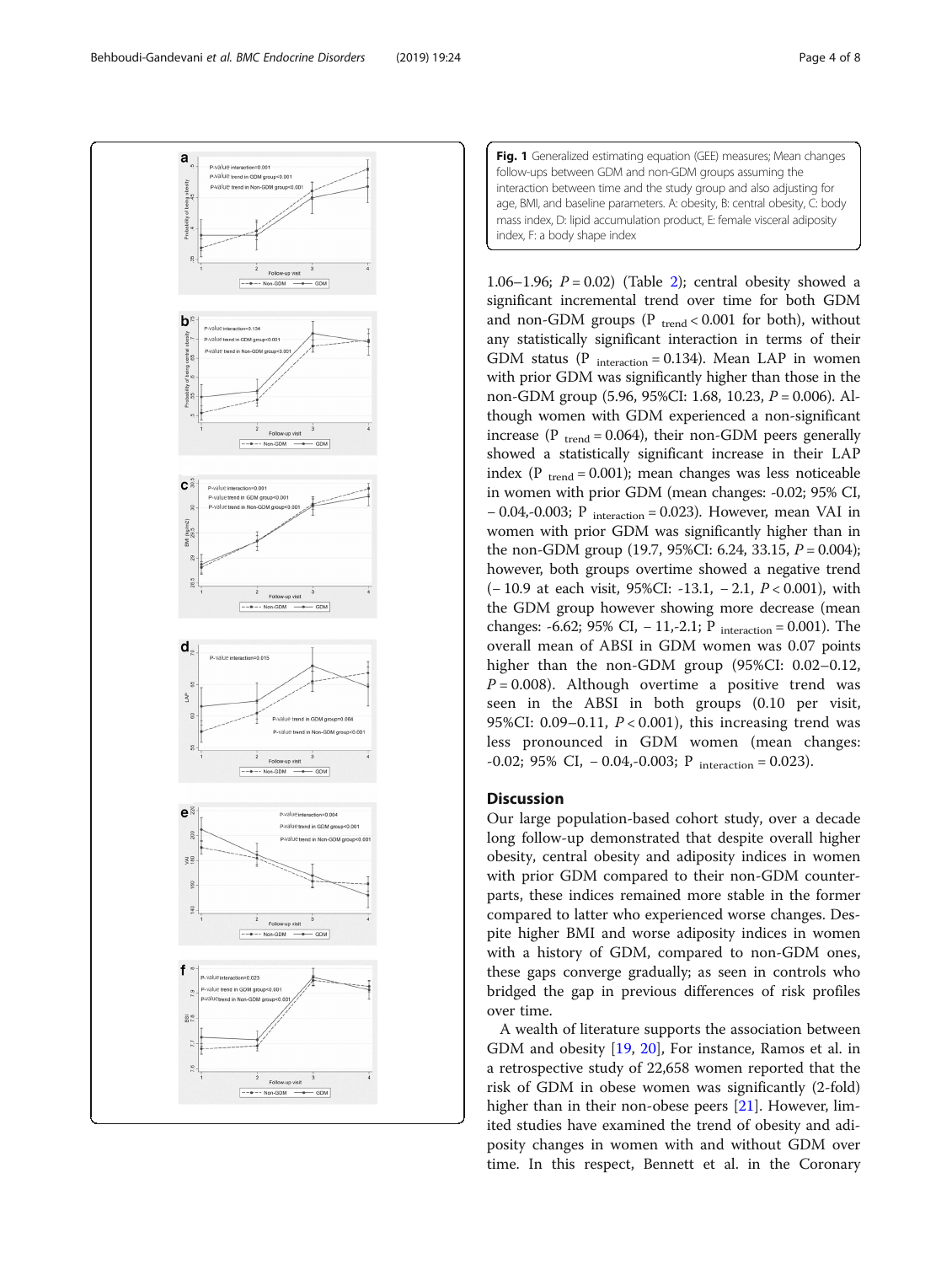**Fig. 1** Generalized estimating equation (GEE) measures; Mean changes follow-ups between GDM and non-GDM groups assuming the interaction between time and the study group and also adjusting for age, BMI, and baseline parameters. A: obesity, B: central obesity, C: body mass index, D: lipid accumulation product, E: female visceral adiposity index, F: a body shape index

1.06–1.96; $P = 0.02$) (Table 2); central obesity showed a significant incremental trend over time for both GDM and non-GDM groups ($P_{trend} < 0.001$ for both), without any statistically significant interaction in terms of their GDM status ($P_{interaction} = 0.134$). Mean LAP in women with prior GDM was significantly higher than those in the non-GDM group (5.96, 95%CI: 1.68, 10.23, $P = 0.006$). Although women with GDM experienced a non-significant increase ($P_{trend} = 0.064$), their non-GDM peers generally showed a statistically significant increase in their LAP index ($P_{trend} = 0.001$); mean changes was less noticeable in women with prior GDM (mean changes: -0.02; 95% CI, − 0.04,-0.003; $P_{interaction} = 0.023$). However, mean VAI in women with prior GDM was significantly higher than in the non-GDM group (19.7, 95%CI: 6.24, 33.15, $P = 0.004$); however, both groups overtime showed a negative trend (− 10.9 at each visit, 95%CI: -13.1, − 2.1, $P < 0.001$), with the GDM group however showing more decrease (mean changes: -6.62; 95% CI, − 11,-2.1; $P_{interaction} = 0.001$). The overall mean of ABSI in GDM women was 0.07 points higher than the non-GDM group (95%CI: 0.02–0.12, $P = 0.008$). Although overtime a positive trend was seen in the ABSI in both groups (0.10 per visit, 95%CI: 0.09–0.11, $P < 0.001$), this increasing trend was less pronounced in GDM women (mean changes: -0.02; 95% CI, − 0.04,-0.003; $P_{interaction} = 0.023$).

## Discussion

Our large population-based cohort study, over a decade long follow-up demonstrated that despite overall higher obesity, central obesity and adiposity indices in women with prior GDM compared to their non-GDM counterparts, these indices remained more stable in the former compared to latter who experienced worse changes. Despite higher BMI and worse adiposity indices in women with a history of GDM, compared to non-GDM ones, these gaps converge gradually; as seen in controls who bridged the gap in previous differences of risk profiles over time.

A wealth of literature supports the association between GDM and obesity [19, 20], For instance, Ramos et al. in a retrospective study of 22,658 women reported that the risk of GDM in obese women was significantly (2-fold) higher than in their non-obese peers [21]. However, limited studies have examined the trend of obesity and adiposity changes in women with and without GDM over time. In this respect, Bennett et al. in the Coronary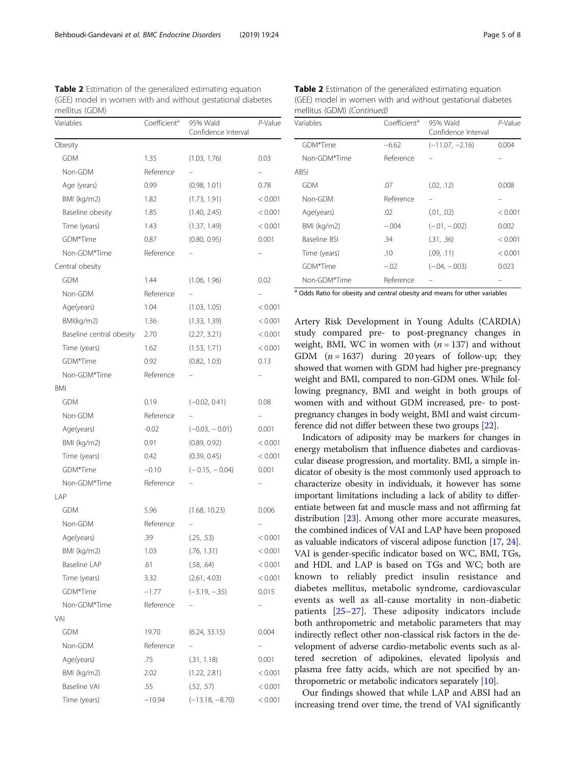**Table 2** Estimation of the generalized estimating equation (GEE) model in women with and without gestational diabetes mellitus (GDM)

| Variables | Coefficient[a] | 95% Wald Confidence Interval | *P*-Value |
|---|---|---|---|
| Obesity | | | |
| GDM | 1.35 | (1.03, 1.76) | 0.03 |
| Non-GDM | Reference | – | – |
| Age (years) | 0.99 | (0.98, 1.01) | 0.78 |
| BMI (kg/m2) | 1.82 | (1.73, 1.91) | < 0.001 |
| Baseline obesity | 1.85 | (1.40, 2.45) | < 0.001 |
| Time (years) | 1.43 | (1.37, 1.49) | < 0.001 |
| GDM*Time | 0.87 | (0.80, 0.95) | 0.001 |
| Non-GDM*Time | Reference | – | – |
| Central obesity | | | |
| GDM | 1.44 | (1.06, 1.96) | 0.02 |
| Non-GDM | Reference | – | – |
| Age(years) | 1.04 | (1.03, 1.05) | < 0.001 |
| BMI(kg/m2) | 1.36 | (1.33, 1.39) | < 0.001 |
| Baseline central obesity | 2.70 | (2.27, 3.21) | < 0.001 |
| Time (years) | 1.62 | (1.53, 1.71) | < 0.001 |
| GDM*Time | 0.92 | (0.82, 1.03) | 0.13 |
| Non-GDM*Time | Reference | – | – |
| BMI | | | |
| GDM | 0.19 | (−0.02, 0.41) | 0.08 |
| Non-GDM | Reference | – | – |
| Age(years) | -0.02 | (−0.03, − 0.01) | 0.001 |
| BMI (kg/m2) | 0.91 | (0.89, 0.92) | < 0.001 |
| Time (years) | 0.42 | (0.39, 0.45) | < 0.001 |
| GDM*Time | −0.10 | (− 0.15, − 0.04) | 0.001 |
| Non-GDM*Time | Reference | – | – |
| LAP | | | |
| GDM | 5.96 | (1.68, 10.23) | 0.006 |
| Non-GDM | Reference | – | – |
| Age(years) | .39 | (.25, .53) | < 0.001 |
| BMI (kg/m2) | 1.03 | (.76, 1.31) | < 0.001 |
| Baseline LAP | .61 | (.58, .64) | < 0.001 |
| Time (years) | 3.32 | (2.61, 4.03) | < 0.001 |
| GDM*Time | −1.77 | (−3.19, −.35) | 0.015 |
| Non-GDM*Time | Reference | – | – |
| VAI | | | |
| GDM | 19.70 | (6.24, 33.15) | 0.004 |
| Non-GDM | Reference | – | – |
| Age(years) | .75 | (.31, 1.18) | 0.001 |
| BMI (kg/m2) | 2.02 | (1.22, 2.81) | < 0.001 |
| Baseline VAI | .55 | (.52, .57) | < 0.001 |
| Time (years) | −10.94 | (−13.18, −8.70) | < 0.001 |
| GDM*Time | −6.62 | (−11.07, −2.16) | 0.004 |
| Non-GDM*Time | Reference | – | – |
| ABSI | | | |
| GDM | .07 | (.02, .12) | 0.008 |
| Non-GDM | Reference | – | – |
| Age(years) | .02 | (.01, .02) | < 0.001 |
| BMI (kg/m2) | −.004 | (−.01, −.002) | 0.002 |
| Baseline BSI | .34 | (.31, .36) | < 0.001 |
| Time (years) | .10 | (.09, .11) | < 0.001 |
| GDM*Time | −.02 | (−.04, −.003) | 0.023 |
| Non-GDM*Time | Reference | – | – |

[a] Odds Ratio for obesity and central obesity and means for other variables

Artery Risk Development in Young Adults (CARDIA) study compared pre- to post-pregnancy changes in weight, BMI, WC in women with ($n = 137$) and without GDM ($n = 1637$) during 20 years of follow-up; they showed that women with GDM had higher pre-pregnancy weight and BMI, compared to non-GDM ones. While following pregnancy, BMI and weight in both groups of women with and without GDM increased, pre- to post-pregnancy changes in body weight, BMI and waist circumference did not differ between these two groups [22].

Indicators of adiposity may be markers for changes in energy metabolism that influence diabetes and cardiovascular disease progression, and mortality. BMI, a simple indicator of obesity is the most commonly used approach to characterize obesity in individuals, it however has some important limitations including a lack of ability to differentiate between fat and muscle mass and not affirming fat distribution [23]. Among other more accurate measures, the combined indices of VAI and LAP have been proposed as valuable indicators of visceral adipose function [17, 24]. VAI is gender-specific indicator based on WC, BMI, TGs, and HDL and LAP is based on TGs and WC; both are known to reliably predict insulin resistance and diabetes mellitus, metabolic syndrome, cardiovascular events as well as all-cause mortality in non-diabetic patients [25–27]. These adiposity indicators include both anthropometric and metabolic parameters that may indirectly reflect other non-classical risk factors in the development of adverse cardio-metabolic events such as altered secretion of adipokines, elevated lipolysis and plasma free fatty acids, which are not specified by anthropometric or metabolic indicators separately [10].

Our findings showed that while LAP and ABSI had an increasing trend over time, the trend of VAI significantly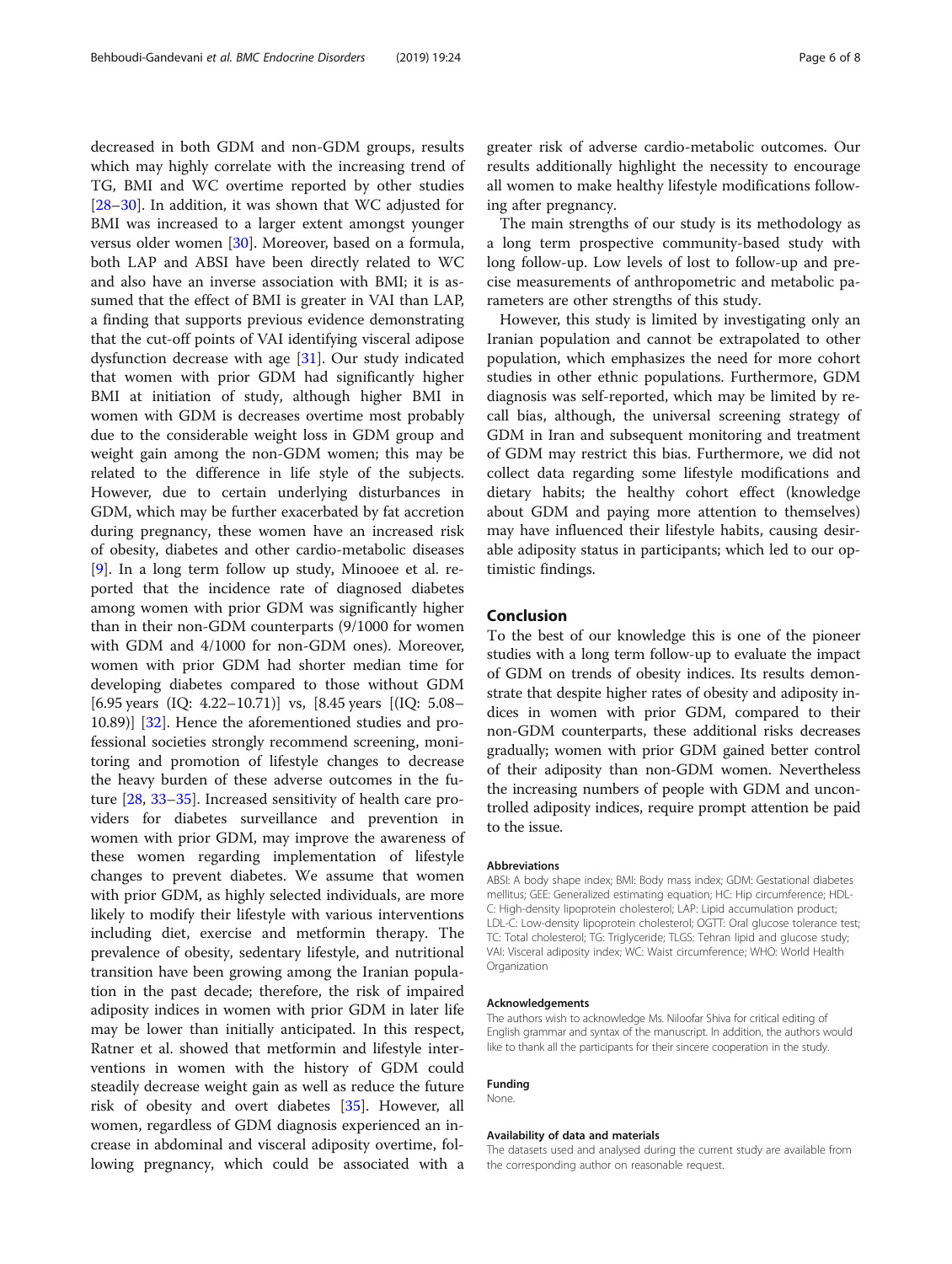decreased in both GDM and non-GDM groups, results which may highly correlate with the increasing trend of TG, BMI and WC overtime reported by other studies [28–30]. In addition, it was shown that WC adjusted for BMI was increased to a larger extent amongst younger versus older women [30]. Moreover, based on a formula, both LAP and ABSI have been directly related to WC and also have an inverse association with BMI; it is assumed that the effect of BMI is greater in VAI than LAP, a finding that supports previous evidence demonstrating that the cut-off points of VAI identifying visceral adipose dysfunction decrease with age [31]. Our study indicated that women with prior GDM had significantly higher BMI at initiation of study, although higher BMI in women with GDM is decreases overtime most probably due to the considerable weight loss in GDM group and weight gain among the non-GDM women; this may be related to the difference in life style of the subjects. However, due to certain underlying disturbances in GDM, which may be further exacerbated by fat accretion during pregnancy, these women have an increased risk of obesity, diabetes and other cardio-metabolic diseases [9]. In a long term follow up study, Minooee et al. reported that the incidence rate of diagnosed diabetes among women with prior GDM was significantly higher than in their non-GDM counterparts (9/1000 for women with GDM and 4/1000 for non-GDM ones). Moreover, women with prior GDM had shorter median time for developing diabetes compared to those without GDM [6.95 years (IQ: 4.22–10.71)] vs, [8.45 years [(IQ: 5.08–10.89)] [32]. Hence the aforementioned studies and professional societies strongly recommend screening, monitoring and promotion of lifestyle changes to decrease the heavy burden of these adverse outcomes in the future [28, 33–35]. Increased sensitivity of health care providers for diabetes surveillance and prevention in women with prior GDM, may improve the awareness of these women regarding implementation of lifestyle changes to prevent diabetes. We assume that women with prior GDM, as highly selected individuals, are more likely to modify their lifestyle with various interventions including diet, exercise and metformin therapy. The prevalence of obesity, sedentary lifestyle, and nutritional transition have been growing among the Iranian population in the past decade; therefore, the risk of impaired adiposity indices in women with prior GDM in later life may be lower than initially anticipated. In this respect, Ratner et al. showed that metformin and lifestyle interventions in women with the history of GDM could steadily decrease weight gain as well as reduce the future risk of obesity and overt diabetes [35]. However, all women, regardless of GDM diagnosis experienced an increase in abdominal and visceral adiposity overtime, following pregnancy, which could be associated with a greater risk of adverse cardio-metabolic outcomes. Our results additionally highlight the necessity to encourage all women to make healthy lifestyle modifications following after pregnancy.

The main strengths of our study is its methodology as a long term prospective community-based study with long follow-up. Low levels of lost to follow-up and precise measurements of anthropometric and metabolic parameters are other strengths of this study.

However, this study is limited by investigating only an Iranian population and cannot be extrapolated to other population, which emphasizes the need for more cohort studies in other ethnic populations. Furthermore, GDM diagnosis was self-reported, which may be limited by recall bias, although, the universal screening strategy of GDM in Iran and subsequent monitoring and treatment of GDM may restrict this bias. Furthermore, we did not collect data regarding some lifestyle modifications and dietary habits; the healthy cohort effect (knowledge about GDM and paying more attention to themselves) may have influenced their lifestyle habits, causing desirable adiposity status in participants; which led to our optimistic findings.

## Conclusion

To the best of our knowledge this is one of the pioneer studies with a long term follow-up to evaluate the impact of GDM on trends of obesity indices. Its results demonstrate that despite higher rates of obesity and adiposity indices in women with prior GDM, compared to their non-GDM counterparts, these additional risks decreases gradually; women with prior GDM gained better control of their adiposity than non-GDM women. Nevertheless the increasing numbers of people with GDM and uncontrolled adiposity indices, require prompt attention be paid to the issue.

#### Abbreviations

ABSI: A body shape index; BMI: Body mass index; GDM: Gestational diabetes mellitus; GEE: Generalized estimating equation; HC: Hip circumference; HDL-C: High-density lipoprotein cholesterol; LAP: Lipid accumulation product; LDL-C: Low-density lipoprotein cholesterol; OGTT: Oral glucose tolerance test; TC: Total cholesterol; TG: Triglyceride; TLGS: Tehran lipid and glucose study; VAI: Visceral adiposity index; WC: Waist circumference; WHO: World Health Organization

#### Acknowledgements

The authors wish to acknowledge Ms. Niloofar Shiva for critical editing of English grammar and syntax of the manuscript. In addition, the authors would like to thank all the participants for their sincere cooperation in the study.

#### Funding

None.

#### Availability of data and materials

The datasets used and analysed during the current study are available from the corresponding author on reasonable request.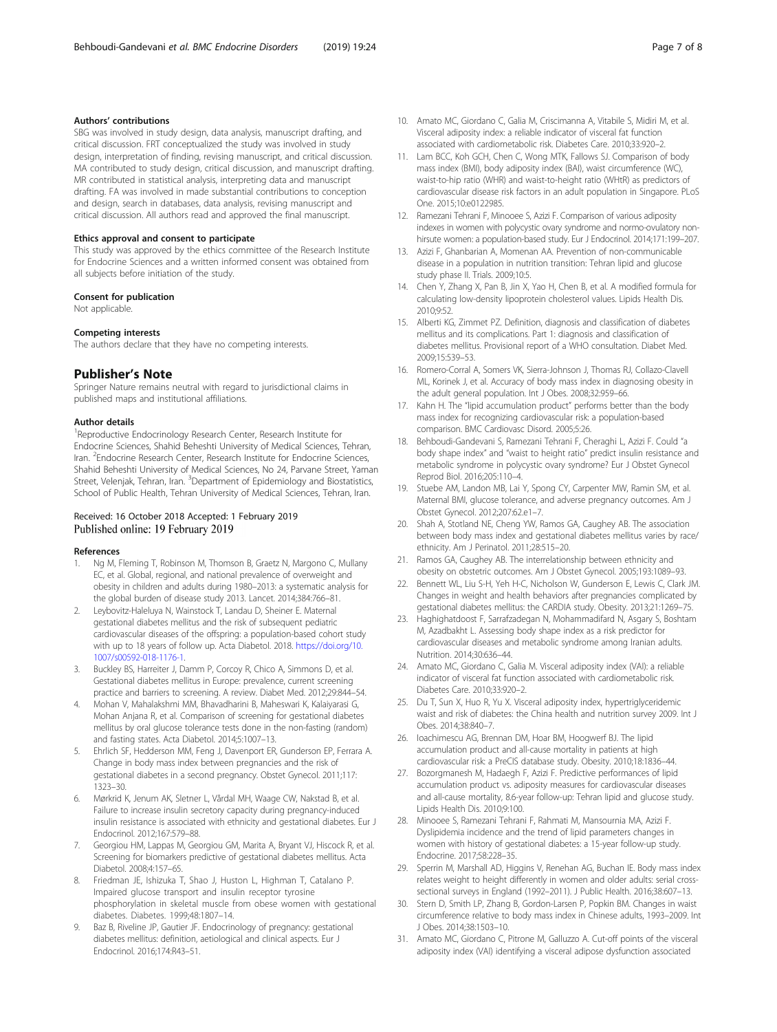## Authors' contributions

SBG was involved in study design, data analysis, manuscript drafting, and critical discussion. FRT conceptualized the study was involved in study design, interpretation of finding, revising manuscript, and critical discussion. MA contributed to study design, critical discussion, and manuscript drafting. MR contributed in statistical analysis, interpreting data and manuscript drafting. FA was involved in made substantial contributions to conception and design, search in databases, data analysis, revising manuscript and critical discussion. All authors read and approved the final manuscript.

## Ethics approval and consent to participate

This study was approved by the ethics committee of the Research Institute for Endocrine Sciences and a written informed consent was obtained from all subjects before initiation of the study.

## Consent for publication

Not applicable.

## Competing interests

The authors declare that they have no competing interests.

# Publisher's Note

Springer Nature remains neutral with regard to jurisdictional claims in published maps and institutional affiliations.

## Author details

[1]Reproductive Endocrinology Research Center, Research Institute for Endocrine Sciences, Shahid Beheshti University of Medical Sciences, Tehran, Iran. [2]Endocrine Research Center, Research Institute for Endocrine Sciences, Shahid Beheshti University of Medical Sciences, No 24, Parvane Street, Yaman Street, Velenjak, Tehran, Iran. [3]Department of Epidemiology and Biostatistics, School of Public Health, Tehran University of Medical Sciences, Tehran, Iran.

Received: 16 October 2018 Accepted: 1 February 2019
Published online: 19 February 2019

## References

1. Ng M, Fleming T, Robinson M, Thomson B, Graetz N, Margono C, Mullany EC, et al. Global, regional, and national prevalence of overweight and obesity in children and adults during 1980–2013: a systematic analysis for the global burden of disease study 2013. Lancet. 2014;384:766–81.
2. Leybovitz-Haleluya N, Wainstock T, Landau D, Sheiner E. Maternal gestational diabetes mellitus and the risk of subsequent pediatric cardiovascular diseases of the offspring: a population-based cohort study with up to 18 years of follow up. Acta Diabetol. 2018. https://doi.org/10.1007/s00592-018-1176-1.
3. Buckley BS, Harreiter J, Damm P, Corcoy R, Chico A, Simmons D, et al. Gestational diabetes mellitus in Europe: prevalence, current screening practice and barriers to screening. A review. Diabet Med. 2012;29:844–54.
4. Mohan V, Mahalakshmi MM, Bhavadharini B, Maheswari K, Kalaiyarasi G, Mohan Anjana R, et al. Comparison of screening for gestational diabetes mellitus by oral glucose tolerance tests done in the non-fasting (random) and fasting states. Acta Diabetol. 2014;5:1007–13.
5. Ehrlich SF, Hedderson MM, Feng J, Davenport ER, Gunderson EP, Ferrara A. Change in body mass index between pregnancies and the risk of gestational diabetes in a second pregnancy. Obstet Gynecol. 2011;117:1323–30.
6. Mørkrid K, Jenum AK, Sletner L, Vårdal MH, Waage CW, Nakstad B, et al. Failure to increase insulin secretory capacity during pregnancy-induced insulin resistance is associated with ethnicity and gestational diabetes. Eur J Endocrinol. 2012;167:579–88.
7. Georgiou HM, Lappas M, Georgiou GM, Marita A, Bryant VJ, Hiscock R, et al. Screening for biomarkers predictive of gestational diabetes mellitus. Acta Diabetol. 2008;4:157–65.
8. Friedman JE, Ishizuka T, Shao J, Huston L, Highman T, Catalano P. Impaired glucose transport and insulin receptor tyrosine phosphorylation in skeletal muscle from obese women with gestational diabetes. Diabetes. 1999;48:1807–14.
9. Baz B, Riveline JP, Gautier JF. Endocrinology of pregnancy: gestational diabetes mellitus: definition, aetiological and clinical aspects. Eur J Endocrinol. 2016;174:R43–51.
10. Amato MC, Giordano C, Galia M, Criscimanna A, Vitabile S, Midiri M, et al. Visceral adiposity index: a reliable indicator of visceral fat function associated with cardiometabolic risk. Diabetes Care. 2010;33:920–2.
11. Lam BCC, Koh GCH, Chen C, Wong MTK, Fallows SJ. Comparison of body mass index (BMI), body adiposity index (BAI), waist circumference (WC), waist-to-hip ratio (WHR) and waist-to-height ratio (WHtR) as predictors of cardiovascular disease risk factors in an adult population in Singapore. PLoS One. 2015;10:e0122985.
12. Ramezani Tehrani F, Minooee S, Azizi F. Comparison of various adiposity indexes in women with polycystic ovary syndrome and normo-ovulatory non-hirsute women: a population-based study. Eur J Endocrinol. 2014;171:199–207.
13. Azizi F, Ghanbarian A, Momenan AA. Prevention of non-communicable disease in a population in nutrition transition: Tehran lipid and glucose study phase II. Trials. 2009;10:5.
14. Chen Y, Zhang X, Pan B, Jin X, Yao H, Chen B, et al. A modified formula for calculating low-density lipoprotein cholesterol values. Lipids Health Dis. 2010;9:52.
15. Alberti KG, Zimmet PZ. Definition, diagnosis and classification of diabetes mellitus and its complications. Part 1: diagnosis and classification of diabetes mellitus. Provisional report of a WHO consultation. Diabet Med. 2009;15:539–53.
16. Romero-Corral A, Somers VK, Sierra-Johnson J, Thomas RJ, Collazo-Clavell ML, Korinek J, et al. Accuracy of body mass index in diagnosing obesity in the adult general population. Int J Obes. 2008;32:959–66.
17. Kahn H. The "lipid accumulation product" performs better than the body mass index for recognizing cardiovascular risk: a population-based comparison. BMC Cardiovasc Disord. 2005;5:26.
18. Behboudi-Gandevani S, Ramezani Tehrani F, Cheraghi L, Azizi F. Could "a body shape index" and "waist to height ratio" predict insulin resistance and metabolic syndrome in polycystic ovary syndrome? Eur J Obstet Gynecol Reprod Biol. 2016;205:110–4.
19. Stuebe AM, Landon MB, Lai Y, Spong CY, Carpenter MW, Ramin SM, et al. Maternal BMI, glucose tolerance, and adverse pregnancy outcomes. Am J Obstet Gynecol. 2012;207:62.e1–7.
20. Shah A, Stotland NE, Cheng YW, Ramos GA, Caughey AB. The association between body mass index and gestational diabetes mellitus varies by race/ethnicity. Am J Perinatol. 2011;28:515–20.
21. Ramos GA, Caughey AB. The interrelationship between ethnicity and obesity on obstetric outcomes. Am J Obstet Gynecol. 2005;193:1089–93.
22. Bennett WL, Liu S-H, Yeh H-C, Nicholson W, Gunderson E, Lewis C, Clark JM. Changes in weight and health behaviors after pregnancies complicated by gestational diabetes mellitus: the CARDIA study. Obesity. 2013;21:1269–75.
23. Haghighatdoost F, Sarrafzadegan N, Mohammadifard N, Asgary S, Boshtam M, Azadbakht L. Assessing body shape index as a risk predictor for cardiovascular diseases and metabolic syndrome among Iranian adults. Nutrition. 2014;30:636–44.
24. Amato MC, Giordano C, Galia M. Visceral adiposity index (VAI): a reliable indicator of visceral fat function associated with cardiometabolic risk. Diabetes Care. 2010;33:920–2.
25. Du T, Sun X, Huo R, Yu X. Visceral adiposity index, hypertriglyceridemic waist and risk of diabetes: the China health and nutrition survey 2009. Int J Obes. 2014;38:840–7.
26. Ioachimescu AG, Brennan DM, Hoar BM, Hoogwerf BJ. The lipid accumulation product and all-cause mortality in patients at high cardiovascular risk: a PreCIS database study. Obesity. 2010;18:1836–44.
27. Bozorgmanesh M, Hadaegh F, Azizi F. Predictive performances of lipid accumulation product vs. adiposity measures for cardiovascular diseases and all-cause mortality, 8.6-year follow-up: Tehran lipid and glucose study. Lipids Health Dis. 2010;9:100.
28. Minooee S, Ramezani Tehrani F, Rahmati M, Mansournia MA, Azizi F. Dyslipidemia incidence and the trend of lipid parameters changes in women with history of gestational diabetes: a 15-year follow-up study. Endocrine. 2017;58:228–35.
29. Sperrin M, Marshall AD, Higgins V, Renehan AG, Buchan IE. Body mass index relates weight to height differently in women and older adults: serial cross-sectional surveys in England (1992–2011). J Public Health. 2016;38:607–13.
30. Stern D, Smith LP, Zhang B, Gordon-Larsen P, Popkin BM. Changes in waist circumference relative to body mass index in Chinese adults, 1993–2009. Int J Obes. 2014;38:1503–10.
31. Amato MC, Giordano C, Pitrone M, Galluzzo A. Cut-off points of the visceral adiposity index (VAI) identifying a visceral adipose dysfunction associated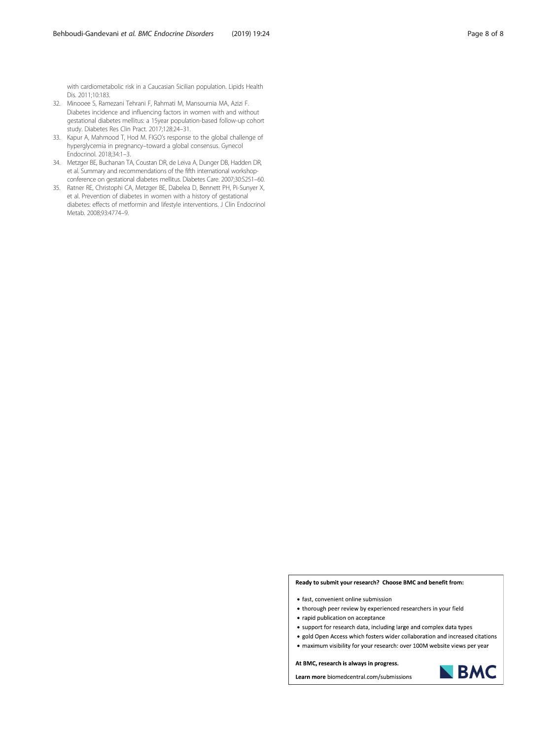with cardiometabolic risk in a Caucasian Sicilian population. Lipids Health Dis. 2011;10:183.

32. Minooee S, Ramezani Tehrani F, Rahmati M, Mansournia MA, Azizi F. Diabetes incidence and influencing factors in women with and without gestational diabetes mellitus: a 15year population-based follow-up cohort study. Diabetes Res Clin Pract. 2017;128:24–31.
33. Kapur A, Mahmood T, Hod M. FIGO's response to the global challenge of hyperglycemia in pregnancy–toward a global consensus. Gynecol Endocrinol. 2018;34:1–3.
34. Metzger BE, Buchanan TA, Coustan DR, de Leiva A, Dunger DB, Hadden DR, et al. Summary and recommendations of the fifth international workshop-conference on gestational diabetes mellitus. Diabetes Care. 2007;30:S251–60.
35. Ratner RE, Christophi CA, Metzger BE, Dabelea D, Bennett PH, Pi-Sunyer X, et al. Prevention of diabetes in women with a history of gestational diabetes: effects of metformin and lifestyle interventions. J Clin Endocrinol Metab. 2008;93:4774–9.

**Ready to submit your research? Choose BMC and benefit from:**

- fast, convenient online submission
- thorough peer review by experienced researchers in your field
- rapid publication on acceptance
- support for research data, including large and complex data types
- gold Open Access which fosters wider collaboration and increased citations
- maximum visibility for your research: over 100M website views per year

**At BMC, research is always in progress.**

**Learn more** biomedcentral.com/submissions

BMC